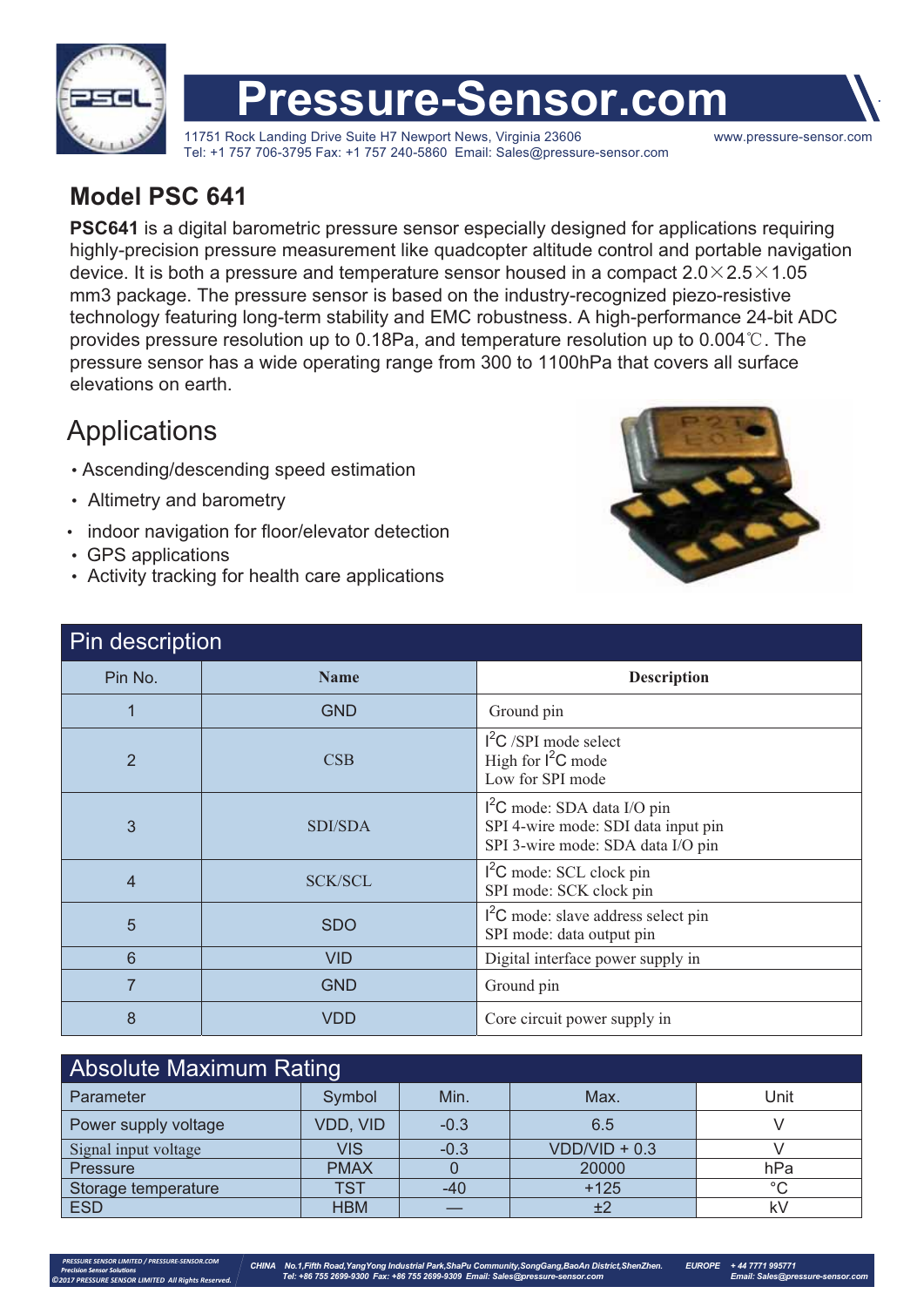# Pressure-Sensor.com

11751 Rock Landing Drive Suite H7 Newport News, Virginia 23606
Tel: +1 757 706-3795 Fax: +1 757 240-5860 Email: Sales@pressure-sensor.com
www.pressure-sensor.com

## Model PSC 641

**PSC641** is a digital barometric pressure sensor especially designed for applications requiring highly-precision pressure measurement like quadcopter altitude control and portable navigation device. It is both a pressure and temperature sensor housed in a compact 2.0×2.5×1.05 mm3 package. The pressure sensor is based on the industry-recognized piezo-resistive technology featuring long-term stability and EMC robustness. A high-performance 24-bit ADC provides pressure resolution up to 0.18Pa, and temperature resolution up to 0.004℃. The pressure sensor has a wide operating range from 300 to 1100hPa that covers all surface elevations on earth.

## Applications

- Ascending/descending speed estimation
- Altimetry and barometry
- indoor navigation for floor/elevator detection
- GPS applications
- Activity tracking for health care applications

## Pin description

| Pin No. | Name | Description |
|---|---|---|
| 1 | GND | Ground pin |
| 2 | CSB | $I^2C$ /SPI mode select<br>High for $I^2C$ mode<br>Low for SPI mode |
| 3 | SDI/SDA | $I^2C$ mode: SDA data I/O pin<br>SPI 4-wire mode: SDI data input pin<br>SPI 3-wire mode: SDA data I/O pin |
| 4 | SCK/SCL | $I^2C$ mode: SCL clock pin<br>SPI mode: SCK clock pin |
| 5 | SDO | $I^2C$ mode: slave address select pin<br>SPI mode: data output pin |
| 6 | VID | Digital interface power supply in |
| 7 | GND | Ground pin |
| 8 | VDD | Core circuit power supply in |

## Absolute Maximum Rating

| Parameter | Symbol | Min. | Max. | Unit |
|---|---|---|---|---|
| Power supply voltage | VDD, VID | -0.3 | 6.5 | V |
| Signal input voltage | VIS | -0.3 | VDD/VID + 0.3 | V |
| Pressure | PMAX | 0 | 20000 | hPa |
| Storage temperature | TST | -40 | +125 | °C |
| ESD | HBM | — | ±2 | kV |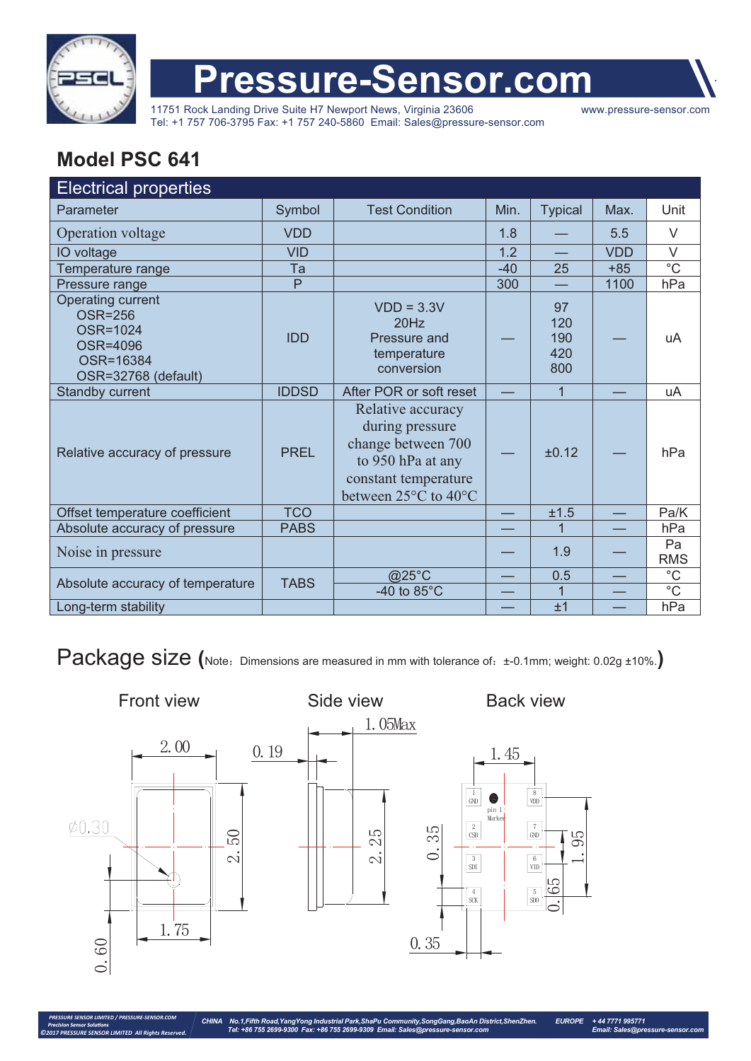## Model PSC 641

| Electrical properties | | | | | | |
|---|---|---|---|---|---|---|
| Parameter | Symbol | Test Condition | Min. | Typical | Max. | Unit |
| Operation voltage | VDD | | 1.8 | — | 5.5 | V |
| IO voltage | VID | | 1.2 | — | VDD | V |
| Temperature range | Ta | | -40 | 25 | +85 | °C |
| Pressure range | P | | 300 | — | 1100 | hPa |
| Operating current<br>OSR=256<br>OSR=1024<br>OSR=4096<br>OSR=16384<br>OSR=32768 (default) | IDD | VDD = 3.3V<br>20Hz<br>Pressure and temperature conversion | — | 97<br>120<br>190<br>420<br>800 | — | uA |
| Standby current | IDDSD | After POR or soft reset | — | 1 | — | uA |
| Relative accuracy of pressure | PREL | Relative accuracy during pressure change between 700 to 950 hPa at any constant temperature between 25°C to 40°C | — | ±0.12 | — | hPa |
| Offset temperature coefficient | TCO | | — | ±1.5 | — | Pa/K |
| Absolute accuracy of pressure | PABS | | — | 1 | — | hPa |
| Noise in pressure | | | — | 1.9 | — | Pa RMS |
| Absolute accuracy of temperature | TABS | @25°C | — | 0.5 | — | °C |
| | | -40 to 85°C | — | 1 | — | °C |
| Long-term stability | | | — | ±1 | — | hPa |

## Package size (Note: Dimensions are measured in mm with tolerance of: ±-0.1mm; weight: 0.02g ±10%.)

Front view

2.00
Ø0.30
2.50
1.75
0.60

Side view

1.05Max
0.19
2.25

Back view

1.45
1 GND
8 VDD
pin 1 Marker
2 CSB
7 GND
3 SDI
6 VID
4 SCK
5 SDO
0.35
1.95
0.65
0.35